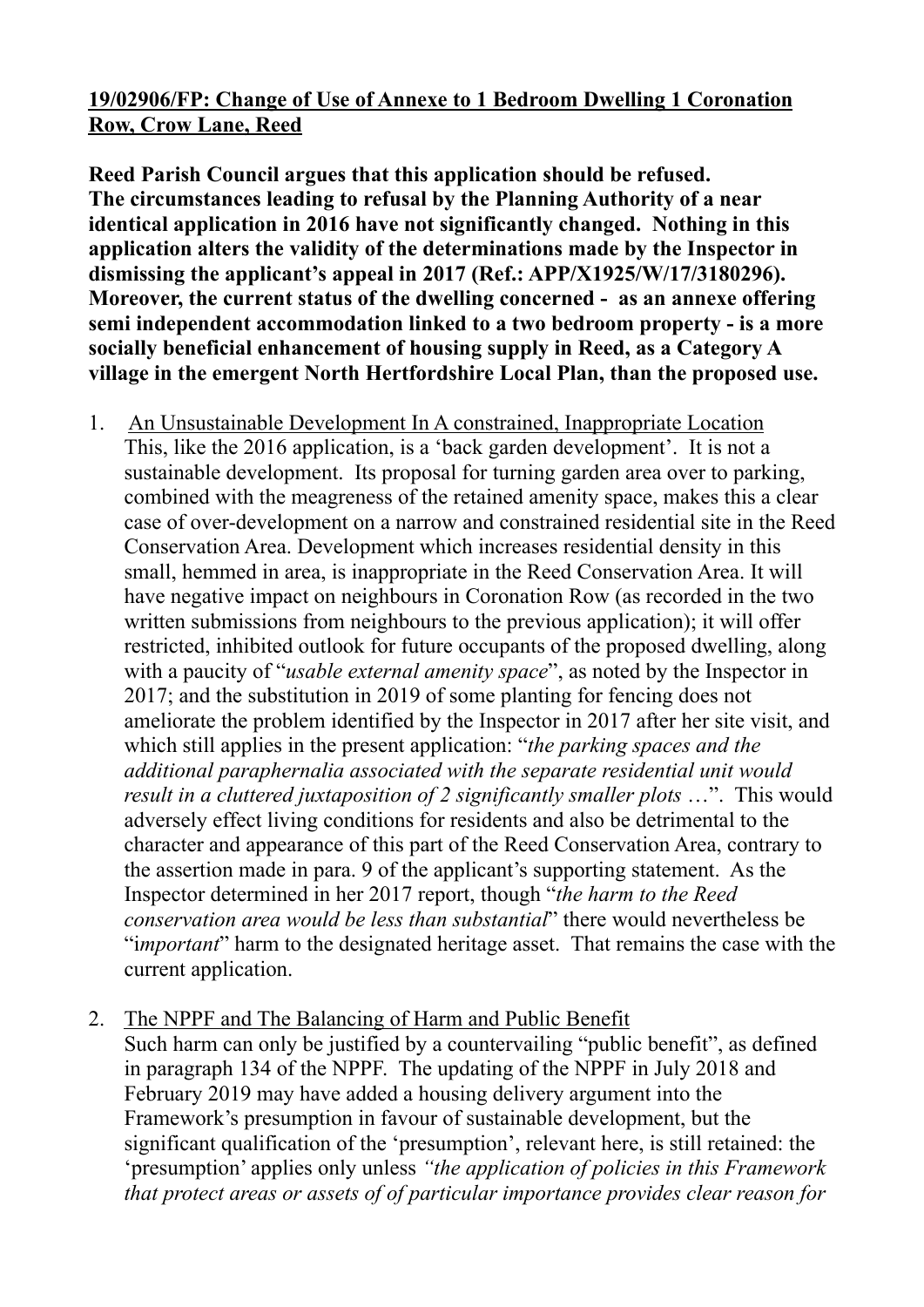**19/02906/FP: Change of Use of Annexe to 1 Bedroom Dwelling 1 Coronation Row, Crow Lane, Reed**

**Reed Parish Council argues that this application should be refused. The circumstances leading to refusal by the Planning Authority of a near identical application in 2016 have not significantly changed. Nothing in this application alters the validity of the determinations made by the Inspector in dismissing the applicant's appeal in 2017 (Ref.: APP/X1925/W/17/3180296). Moreover, the current status of the dwelling concerned - as an annexe offering semi independent accommodation linked to a two bedroom property - is a more socially beneficial enhancement of housing supply in Reed, as a Category A village in the emergent North Hertfordshire Local Plan, than the proposed use.**

1. An Unsustainable Development In A constrained, Inappropriate Location
   This, like the 2016 application, is a 'back garden development'. It is not a sustainable development. Its proposal for turning garden area over to parking, combined with the meagreness of the retained amenity space, makes this a clear case of over-development on a narrow and constrained residential site in the Reed Conservation Area. Development which increases residential density in this small, hemmed in area, is inappropriate in the Reed Conservation Area. It will have negative impact on neighbours in Coronation Row (as recorded in the two written submissions from neighbours to the previous application); it will offer restricted, inhibited outlook for future occupants of the proposed dwelling, along with a paucity of "*usable external amenity space*", as noted by the Inspector in 2017; and the substitution in 2019 of some planting for fencing does not ameliorate the problem identified by the Inspector in 2017 after her site visit, and which still applies in the present application: "*the parking spaces and the additional paraphernalia associated with the separate residential unit would result in a cluttered juxtaposition of 2 significantly smaller plots* …". This would adversely effect living conditions for residents and also be detrimental to the character and appearance of this part of the Reed Conservation Area, contrary to the assertion made in para. 9 of the applicant's supporting statement. As the Inspector determined in her 2017 report, though "*the harm to the Reed conservation area would be less than substantial*" there would nevertheless be "*important*" harm to the designated heritage asset. That remains the case with the current application.

2. The NPPF and The Balancing of Harm and Public Benefit
   Such harm can only be justified by a countervailing "public benefit", as defined in paragraph 134 of the NPPF. The updating of the NPPF in July 2018 and February 2019 may have added a housing delivery argument into the Framework's presumption in favour of sustainable development, but the significant qualification of the 'presumption', relevant here, is still retained: the 'presumption' applies only unless *"the application of policies in this Framework that protect areas or assets of of particular importance provides clear reason for*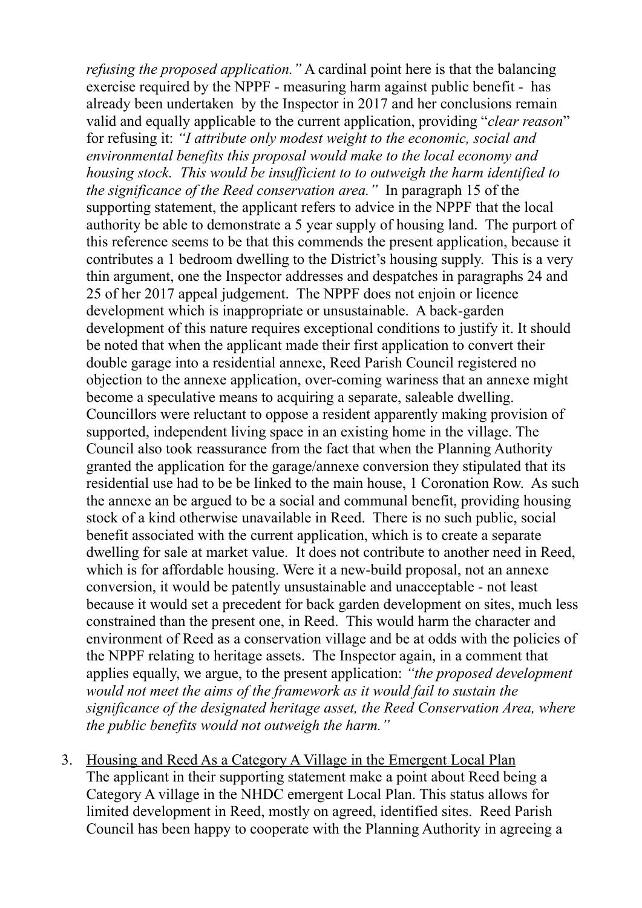*refusing the proposed application."* A cardinal point here is that the balancing exercise required by the NPPF - measuring harm against public benefit - has already been undertaken by the Inspector in 2017 and her conclusions remain valid and equally applicable to the current application, providing "*clear reason*" for refusing it: *"I attribute only modest weight to the economic, social and environmental benefits this proposal would make to the local economy and housing stock. This would be insufficient to to outweigh the harm identified to the significance of the Reed conservation area."* In paragraph 15 of the supporting statement, the applicant refers to advice in the NPPF that the local authority be able to demonstrate a 5 year supply of housing land. The purport of this reference seems to be that this commends the present application, because it contributes a 1 bedroom dwelling to the District's housing supply. This is a very thin argument, one the Inspector addresses and despatches in paragraphs 24 and 25 of her 2017 appeal judgement. The NPPF does not enjoin or licence development which is inappropriate or unsustainable. A back-garden development of this nature requires exceptional conditions to justify it. It should be noted that when the applicant made their first application to convert their double garage into a residential annexe, Reed Parish Council registered no objection to the annexe application, over-coming wariness that an annexe might become a speculative means to acquiring a separate, saleable dwelling. Councillors were reluctant to oppose a resident apparently making provision of supported, independent living space in an existing home in the village. The Council also took reassurance from the fact that when the Planning Authority granted the application for the garage/annexe conversion they stipulated that its residential use had to be be linked to the main house, 1 Coronation Row. As such the annexe an be argued to be a social and communal benefit, providing housing stock of a kind otherwise unavailable in Reed. There is no such public, social benefit associated with the current application, which is to create a separate dwelling for sale at market value. It does not contribute to another need in Reed, which is for affordable housing. Were it a new-build proposal, not an annexe conversion, it would be patently unsustainable and unacceptable - not least because it would set a precedent for back garden development on sites, much less constrained than the present one, in Reed. This would harm the character and environment of Reed as a conservation village and be at odds with the policies of the NPPF relating to heritage assets. The Inspector again, in a comment that applies equally, we argue, to the present application: *"the proposed development would not meet the aims of the framework as it would fail to sustain the significance of the designated heritage asset, the Reed Conservation Area, where the public benefits would not outweigh the harm."*

3. Housing and Reed As a Category A Village in the Emergent Local Plan
   The applicant in their supporting statement make a point about Reed being a Category A village in the NHDC emergent Local Plan. This status allows for limited development in Reed, mostly on agreed, identified sites. Reed Parish Council has been happy to cooperate with the Planning Authority in agreeing a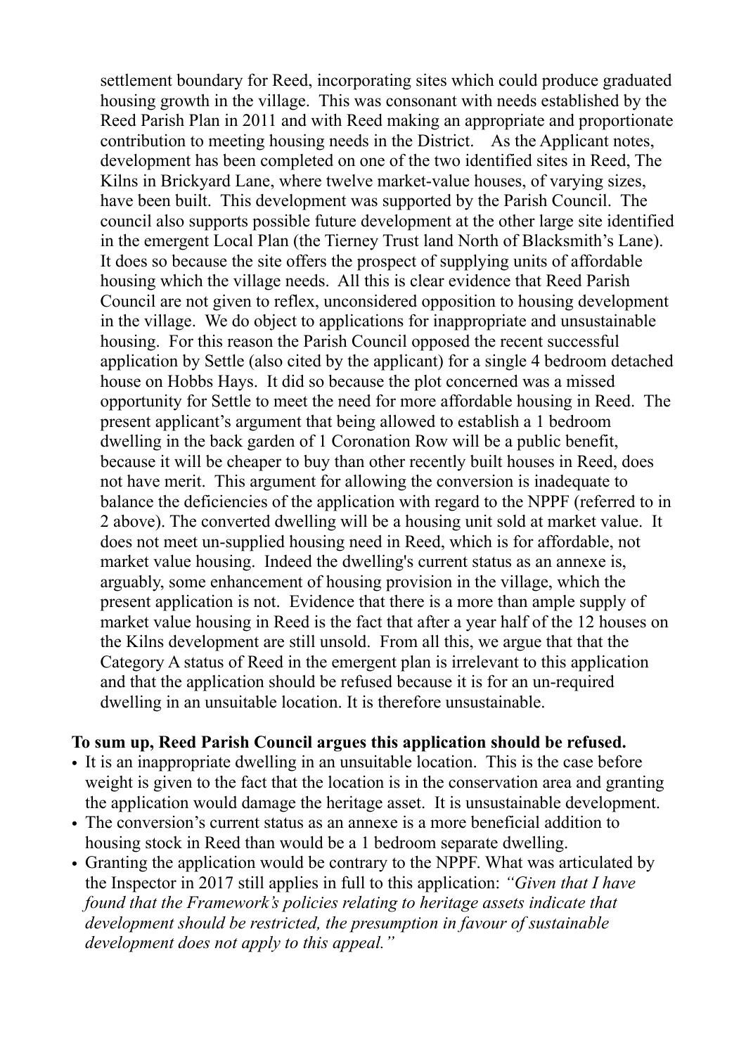settlement boundary for Reed, incorporating sites which could produce graduated housing growth in the village. This was consonant with needs established by the Reed Parish Plan in 2011 and with Reed making an appropriate and proportionate contribution to meeting housing needs in the District. As the Applicant notes, development has been completed on one of the two identified sites in Reed, The Kilns in Brickyard Lane, where twelve market-value houses, of varying sizes, have been built. This development was supported by the Parish Council. The council also supports possible future development at the other large site identified in the emergent Local Plan (the Tierney Trust land North of Blacksmith's Lane). It does so because the site offers the prospect of supplying units of affordable housing which the village needs. All this is clear evidence that Reed Parish Council are not given to reflex, unconsidered opposition to housing development in the village. We do object to applications for inappropriate and unsustainable housing. For this reason the Parish Council opposed the recent successful application by Settle (also cited by the applicant) for a single 4 bedroom detached house on Hobbs Hays. It did so because the plot concerned was a missed opportunity for Settle to meet the need for more affordable housing in Reed. The present applicant's argument that being allowed to establish a 1 bedroom dwelling in the back garden of 1 Coronation Row will be a public benefit, because it will be cheaper to buy than other recently built houses in Reed, does not have merit. This argument for allowing the conversion is inadequate to balance the deficiencies of the application with regard to the NPPF (referred to in 2 above). The converted dwelling will be a housing unit sold at market value. It does not meet un-supplied housing need in Reed, which is for affordable, not market value housing. Indeed the dwelling's current status as an annexe is, arguably, some enhancement of housing provision in the village, which the present application is not. Evidence that there is a more than ample supply of market value housing in Reed is the fact that after a year half of the 12 houses on the Kilns development are still unsold. From all this, we argue that that the Category A status of Reed in the emergent plan is irrelevant to this application and that the application should be refused because it is for an un-required dwelling in an unsuitable location. It is therefore unsustainable.

**To sum up, Reed Parish Council argues this application should be refused.**

- It is an inappropriate dwelling in an unsuitable location. This is the case before weight is given to the fact that the location is in the conservation area and granting the application would damage the heritage asset. It is unsustainable development.
- The conversion's current status as an annexe is a more beneficial addition to housing stock in Reed than would be a 1 bedroom separate dwelling.
- Granting the application would be contrary to the NPPF. What was articulated by the Inspector in 2017 still applies in full to this application: *"Given that I have found that the Framework's policies relating to heritage assets indicate that development should be restricted, the presumption in favour of sustainable development does not apply to this appeal."*